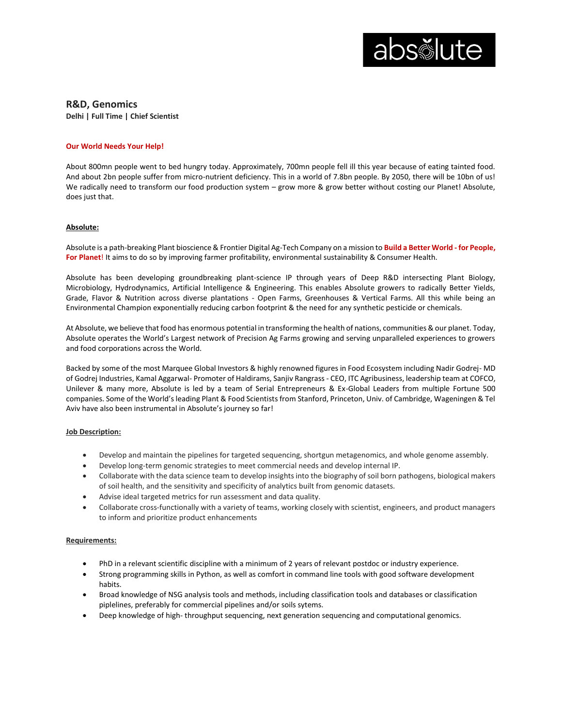absolute

## R&D, Genomics

**Delhi | Full Time | Chief Scientist**

**Our World Needs Your Help!**

About 800mn people went to bed hungry today. Approximately, 700mn people fell ill this year because of eating tainted food. And about 2bn people suffer from micro-nutrient deficiency. This in a world of 7.8bn people. By 2050, there will be 10bn of us! We radically need to transform our food production system – grow more & grow better without costing our Planet! Absolute, does just that.

**Absolute:**

Absolute is a path-breaking Plant bioscience & Frontier Digital Ag-Tech Company on a mission to **Build a Better World - for People, For Planet**! It aims to do so by improving farmer profitability, environmental sustainability & Consumer Health.

Absolute has been developing groundbreaking plant-science IP through years of Deep R&D intersecting Plant Biology, Microbiology, Hydrodynamics, Artificial Intelligence & Engineering. This enables Absolute growers to radically Better Yields, Grade, Flavor & Nutrition across diverse plantations - Open Farms, Greenhouses & Vertical Farms. All this while being an Environmental Champion exponentially reducing carbon footprint & the need for any synthetic pesticide or chemicals.

At Absolute, we believe that food has enormous potential in transforming the health of nations, communities & our planet. Today, Absolute operates the World's Largest network of Precision Ag Farms growing and serving unparalleled experiences to growers and food corporations across the World.

Backed by some of the most Marquee Global Investors & highly renowned figures in Food Ecosystem including Nadir Godrej- MD of Godrej Industries, Kamal Aggarwal- Promoter of Haldirams, Sanjiv Rangrass - CEO, ITC Agribusiness, leadership team at COFCO, Unilever & many more, Absolute is led by a team of Serial Entrepreneurs & Ex-Global Leaders from multiple Fortune 500 companies. Some of the World's leading Plant & Food Scientists from Stanford, Princeton, Univ. of Cambridge, Wageningen & Tel Aviv have also been instrumental in Absolute's journey so far!

**Job Description:**

- Develop and maintain the pipelines for targeted sequencing, shortgun metagenomics, and whole genome assembly.
- Develop long-term genomic strategies to meet commercial needs and develop internal IP.
- Collaborate with the data science team to develop insights into the biography of soil born pathogens, biological makers of soil health, and the sensitivity and specificity of analytics built from genomic datasets.
- Advise ideal targeted metrics for run assessment and data quality.
- Collaborate cross-functionally with a variety of teams, working closely with scientist, engineers, and product managers to inform and prioritize product enhancements

**Requirements:**

- PhD in a relevant scientific discipline with a minimum of 2 years of relevant postdoc or industry experience.
- Strong programming skills in Python, as well as comfort in command line tools with good software development habits.
- Broad knowledge of NSG analysis tools and methods, including classification tools and databases or classification piplelines, preferably for commercial pipelines and/or soils sytems.
- Deep knowledge of high- throughput sequencing, next generation sequencing and computational genomics.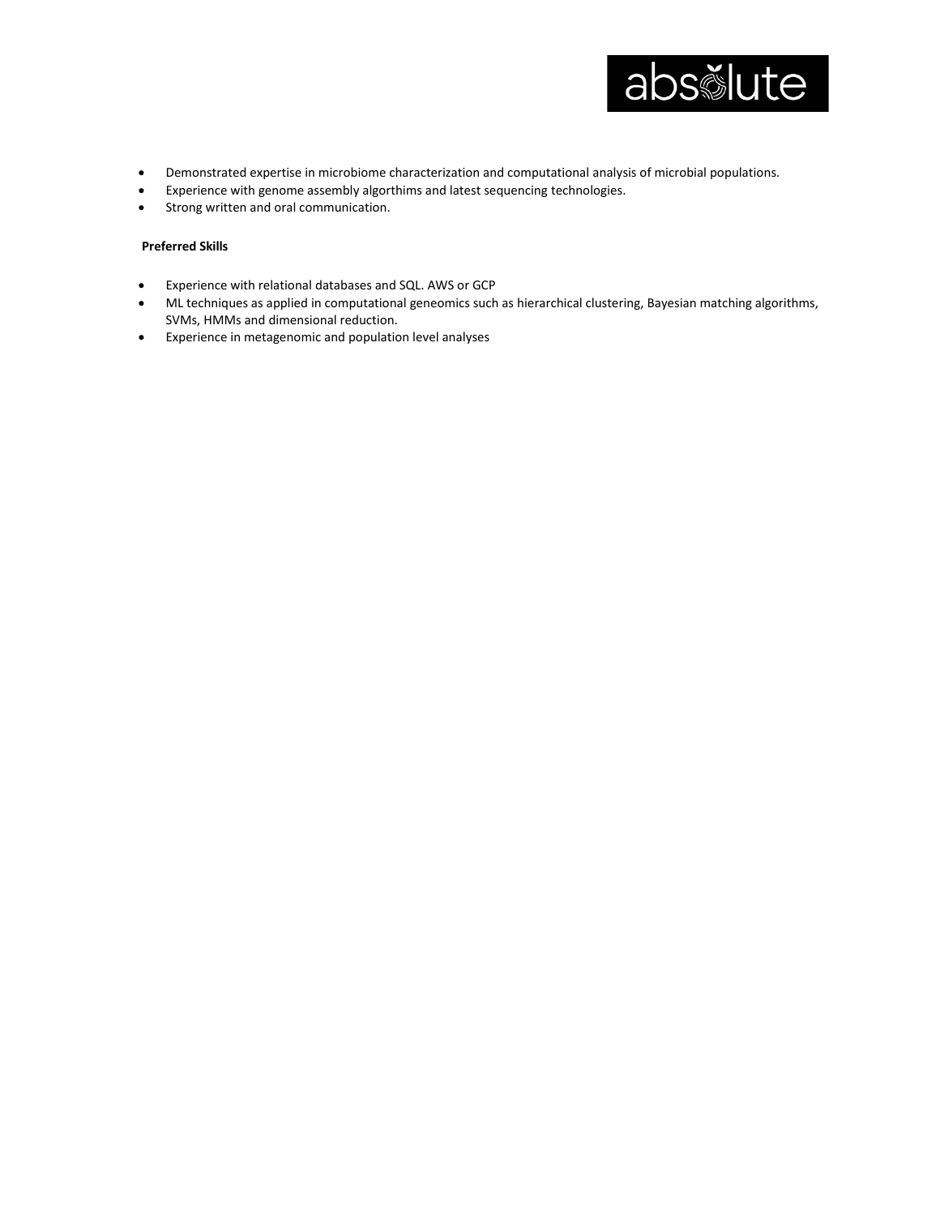- Demonstrated expertise in microbiome characterization and computational analysis of microbial populations.
- Experience with genome assembly algorthims and latest sequencing technologies.
- Strong written and oral communication.

**Preferred Skills**

- Experience with relational databases and SQL. AWS or GCP
- ML techniques as applied in computational geneomics such as hierarchical clustering, Bayesian matching algorithms, SVMs, HMMs and dimensional reduction.
- Experience in metagenomic and population level analyses